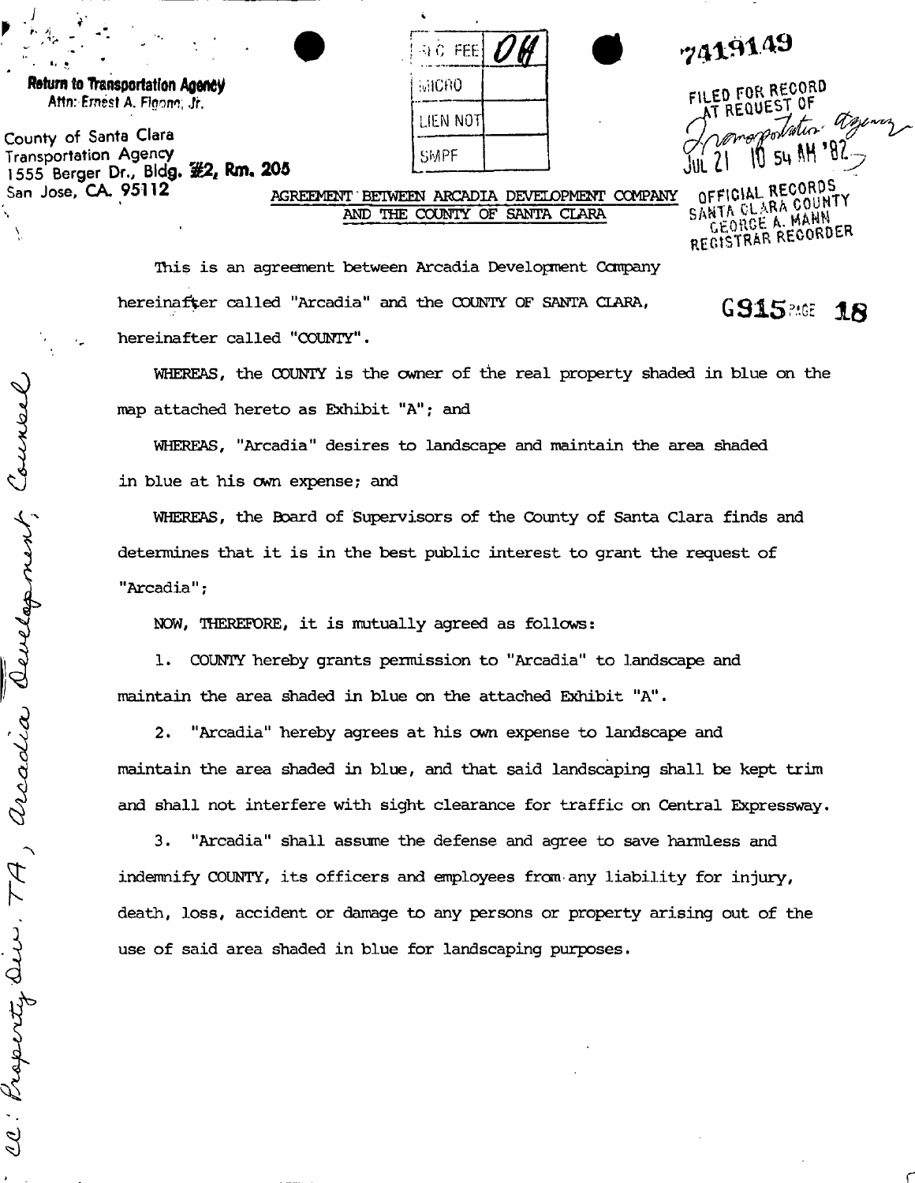**Return to Transportation Agency**
Attn: Ernest A. Fignno, Jr.

County of Santa Clara
Transportation Agency
1555 Berger Dr., Bldg. #2, Rm. 205
San Jose, CA. 95112

| REC FEE | 04 |
| --- | --- |
| MICRO | |
| LIEN NOT | |
| SMPF | |

7419149

FILED FOR RECORD AT REQUEST OF Transportation Agency
JUL 21 10 54 AM '82
OFFICIAL RECORDS SANTA CLARA COUNTY GEORGE A. MANN REGISTRAR RECORDER

G915 PAGE 18

AGREEMENT BETWEEN ARCADIA DEVELOPMENT COMPANY AND THE COUNTY OF SANTA CLARA

This is an agreement between Arcadia Development Company hereinafter called "Arcadia" and the COUNTY OF SANTA CLARA, hereinafter called "COUNTY".

WHEREAS, the COUNTY is the owner of the real property shaded in blue on the map attached hereto as Exhibit "A"; and

WHEREAS, "Arcadia" desires to landscape and maintain the area shaded in blue at his own expense; and

WHEREAS, the Board of Supervisors of the County of Santa Clara finds and determines that it is in the best public interest to grant the request of "Arcadia";

NOW, THEREFORE, it is mutually agreed as follows:

1. COUNTY hereby grants permission to "Arcadia" to landscape and maintain the area shaded in blue on the attached Exhibit "A".

2. "Arcadia" hereby agrees at his own expense to landscape and maintain the area shaded in blue, and that said landscaping shall be kept trim and shall not interfere with sight clearance for traffic on Central Expressway.

3. "Arcadia" shall assume the defense and agree to save harmless and indemnify COUNTY, its officers and employees from any liability for injury, death, loss, accident or damage to any persons or property arising out of the use of said area shaded in blue for landscaping purposes.

cc: Property Div. TA, Arcadia Development, Counsel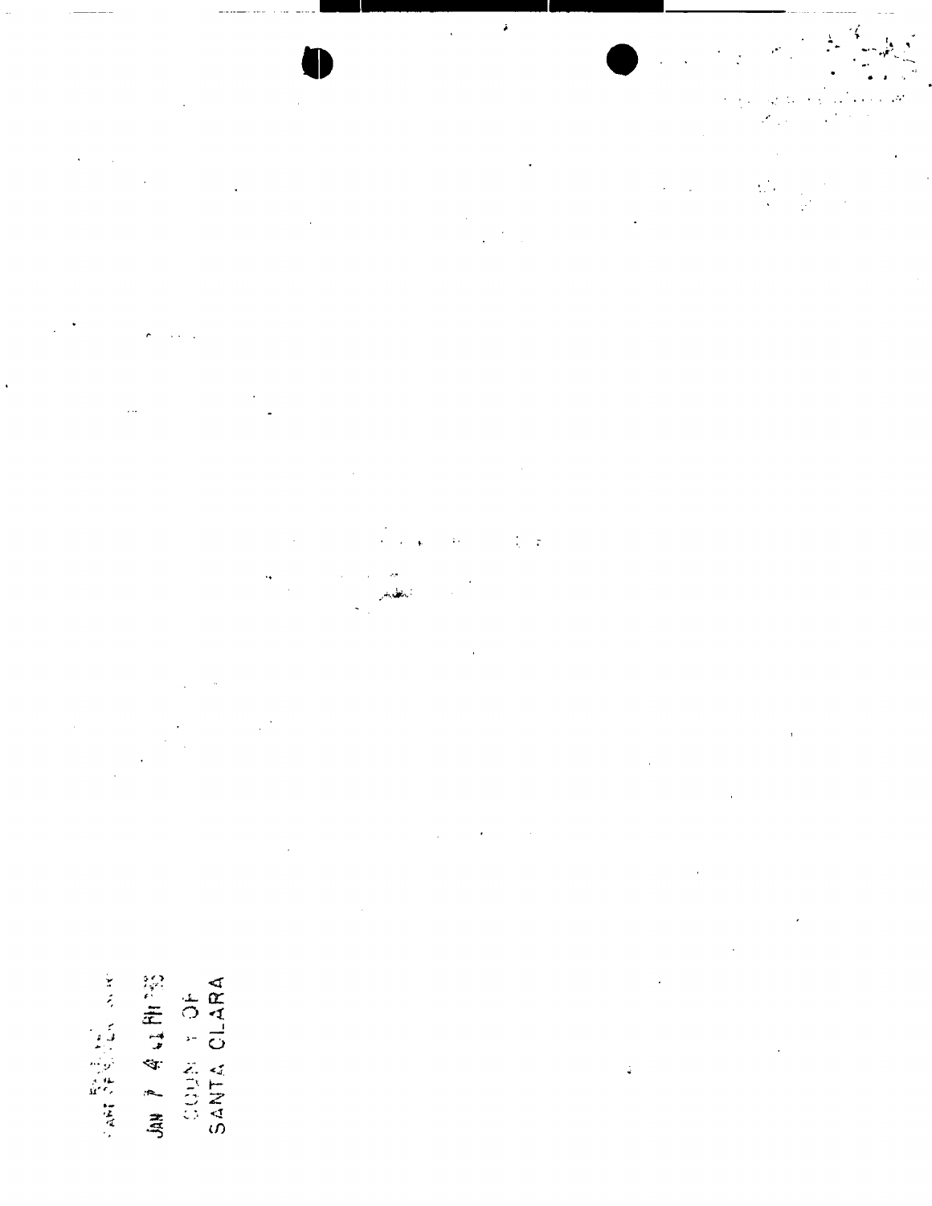FILED

JAN 7 4 11 PM '93

COUNTY OF
SANTA CLARA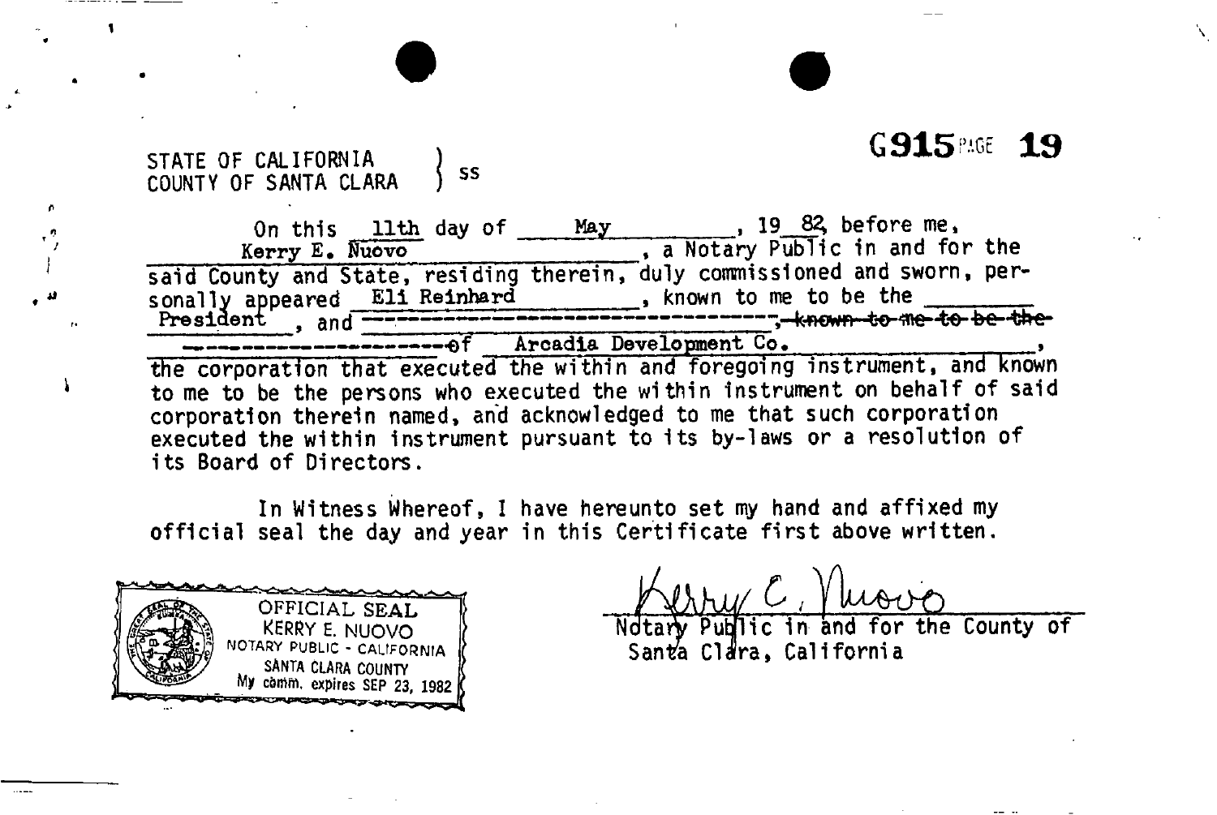G915 PAGE 19

STATE OF CALIFORNIA
COUNTY OF SANTA CLARA ) ss

On this 11th day of May, 1982, before me, Kerry E. Nuovo, a Notary Public in and for the said County and State, residing therein, duly commissioned and sworn, personally appeared Eli Reinhard, known to me to be the President, and ~~known to me to be the~~ of Arcadia Development Co., the corporation that executed the within and foregoing instrument, and known to me to be the persons who executed the within instrument on behalf of said corporation therein named, and acknowledged to me that such corporation executed the within instrument pursuant to its by-laws or a resolution of its Board of Directors.

In Witness Whereof, I have hereunto set my hand and affixed my official seal the day and year in this Certificate first above written.

OFFICIAL SEAL
KERRY E. NUOVO
NOTARY PUBLIC - CALIFORNIA
SANTA CLARA COUNTY
My comm. expires SEP 23, 1982

Kerry E. Nuovo
Notary Public in and for the County of Santa Clara, California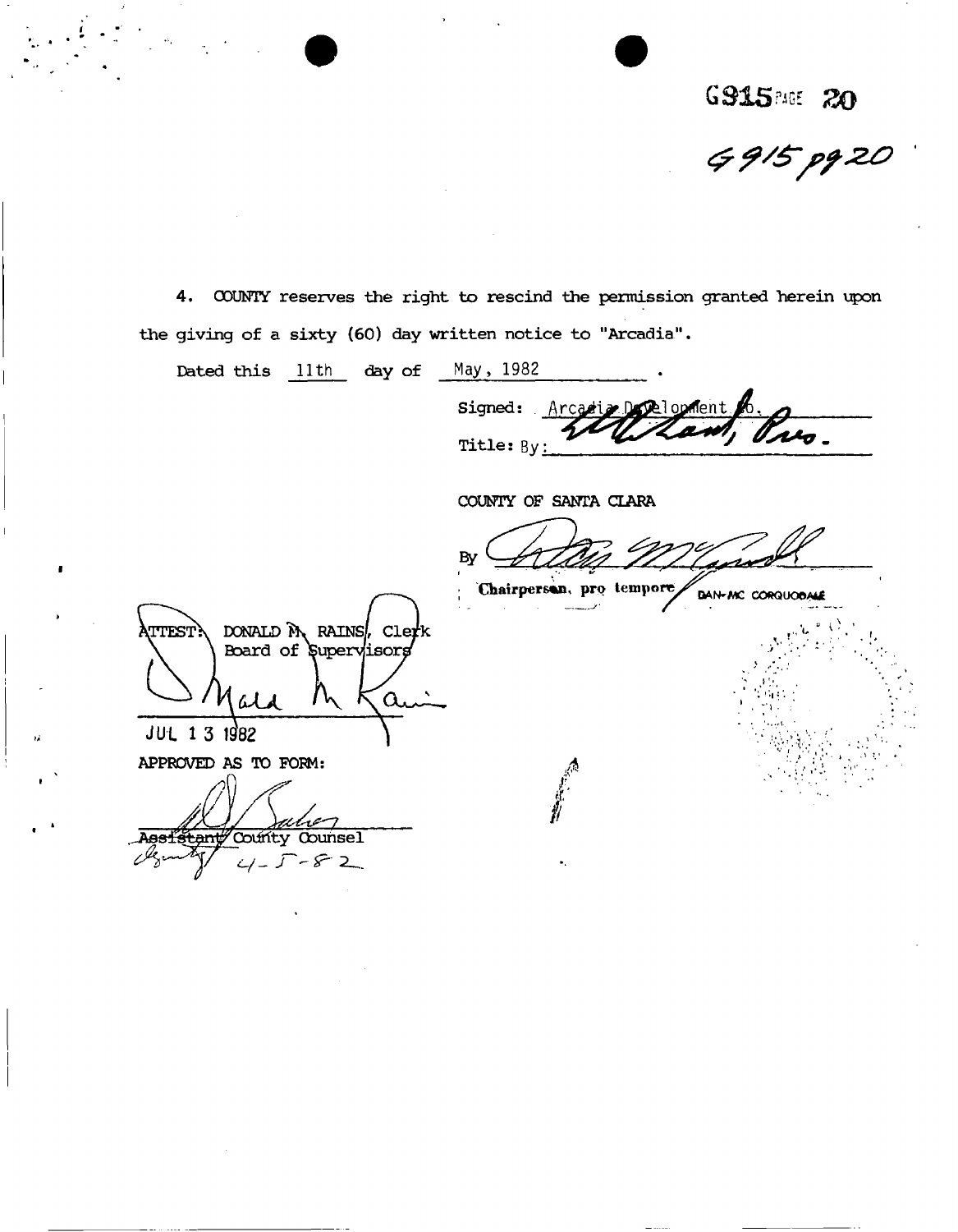G915 PAGE 20

G915 pg 20

4. COUNTY reserves the right to rescind the permission granted herein upon the giving of a sixty (60) day written notice to "Arcadia".

Dated this 11th day of May, 1982 .

Signed: Arcadia Development Co.

Title: By: [signature], Pres.

COUNTY OF SANTA CLARA

By [signature]

Chairperson, pro tempore DAN McCORQUODALE

ATTEST: DONALD M. RAINS, Clerk
Board of Supervisors

[signature]

JUL 13 1982

APPROVED AS TO FORM:

[signature]

Assistant County Counsel
Deputy 4-5-82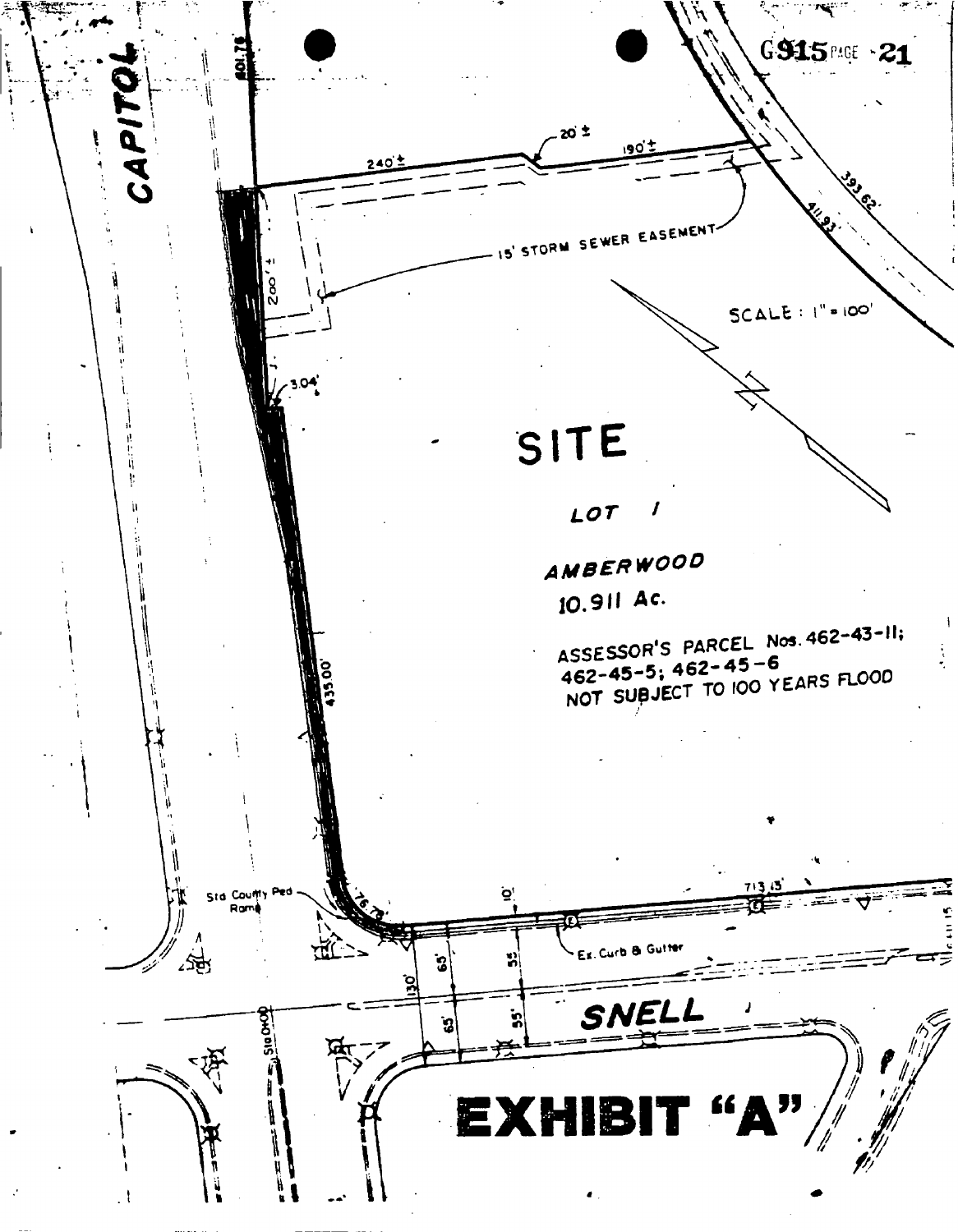G915 PAGE 21

CAPITOL

801.78

240'±

20'±

190'±

393.62'

411.93'

15' STORM SEWER EASEMENT

200'±

SCALE: 1" = 100'

3.04'

SITE

LOT 1

AMBERWOOD

10.911 Ac.

ASSESSOR'S PARCEL Nos. 462-43-11; 462-45-5; 462-45-6

NOT SUBJECT TO 100 YEARS FLOOD

435.00'

Std County Ped Ramp

76.79'

10'

713.13'

Ex. Curb & Gutter

130'

65'

55'

65'

55'

SNELL

Sta 0+00

# EXHIBIT "A"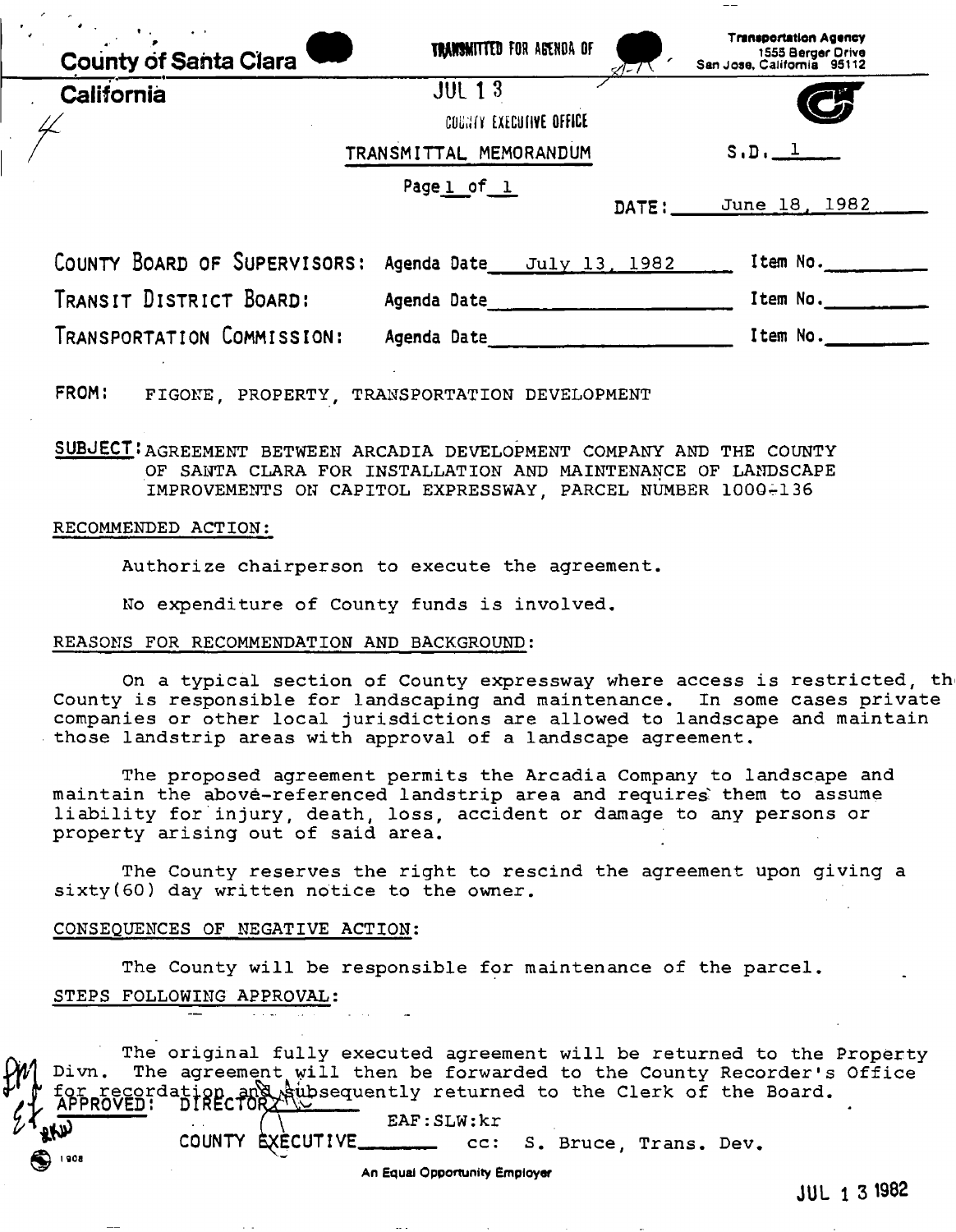County of Santa Clara

California

TRANSMITTED FOR AGENDA OF

JUL 13

COUNTY EXECUTIVE OFFICE

Transportation Agency
1555 Berger Drive
San Jose, California 95112

TRANSMITTAL MEMORANDUM

S.D. 1

Page 1 of 1

DATE: June 18, 1982

| | | |
|---|---|---|
| COUNTY BOARD OF SUPERVISORS: | Agenda Date July 13, 1982 | Item No. ______ |
| TRANSIT DISTRICT BOARD: | Agenda Date ______ | Item No. ______ |
| TRANSPORTATION COMMISSION: | Agenda Date ______ | Item No. ______ |

FROM: FIGONE, PROPERTY, TRANSPORTATION DEVELOPMENT

SUBJECT: AGREEMENT BETWEEN ARCADIA DEVELOPMENT COMPANY AND THE COUNTY OF SANTA CLARA FOR INSTALLATION AND MAINTENANCE OF LANDSCAPE IMPROVEMENTS ON CAPITOL EXPRESSWAY, PARCEL NUMBER 1000-136

RECOMMENDED ACTION:

Authorize chairperson to execute the agreement.

No expenditure of County funds is involved.

REASONS FOR RECOMMENDATION AND BACKGROUND:

On a typical section of County expressway where access is restricted, the County is responsible for landscaping and maintenance. In some cases private companies or other local jurisdictions are allowed to landscape and maintain those landstrip areas with approval of a landscape agreement.

The proposed agreement permits the Arcadia Company to landscape and maintain the above-referenced landstrip area and requires them to assume liability for injury, death, loss, accident or damage to any persons or property arising out of said area.

The County reserves the right to rescind the agreement upon giving a sixty(60) day written notice to the owner.

CONSEQUENCES OF NEGATIVE ACTION:

The County will be responsible for maintenance of the parcel.

STEPS FOLLOWING APPROVAL:

The original fully executed agreement will be returned to the Property Divn. The agreement will then be forwarded to the County Recorder's Office for recordation and subsequently returned to the Clerk of the Board.

APPROVED: DIRECTOR ______

COUNTY EXECUTIVE ______

EAF:SLW:kr

cc: S. Bruce, Trans. Dev.

An Equal Opportunity Employer

JUL 13 1982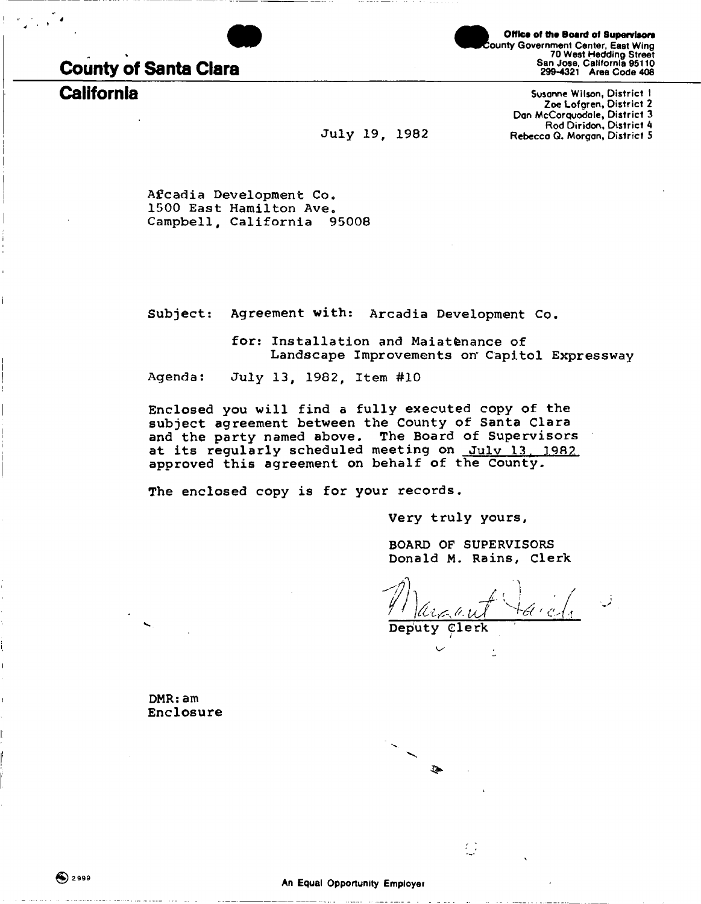# County of Santa Clara
## California

**Office of the Board of Supervisors**
County Government Center, East Wing
70 West Hedding Street
San Jose, California 95110
299-4321 Area Code 408

Susanne Wilson, District 1
Zoe Lofgren, District 2
Dan McCorquodale, District 3
Rod Diridon, District 4
Rebecca Q. Morgan, District 5

July 19, 1982

Afcadia Development Co.
1500 East Hamilton Ave.
Campbell, California 95008

Subject: Agreement with: Arcadia Development Co.

for: Installation and Maiatenance of Landscape Improvements on Capitol Expressway

Agenda: July 13, 1982, Item #10

Enclosed you will find a fully executed copy of the subject agreement between the County of Santa Clara and the party named above. The Board of Supervisors at its regularly scheduled meeting on July 13, 1982 approved this agreement on behalf of the County.

The enclosed copy is for your records.

Very truly yours,

BOARD OF SUPERVISORS
Donald M. Rains, Clerk

Deputy Clerk

DMR:am
Enclosure

An Equal Opportunity Employer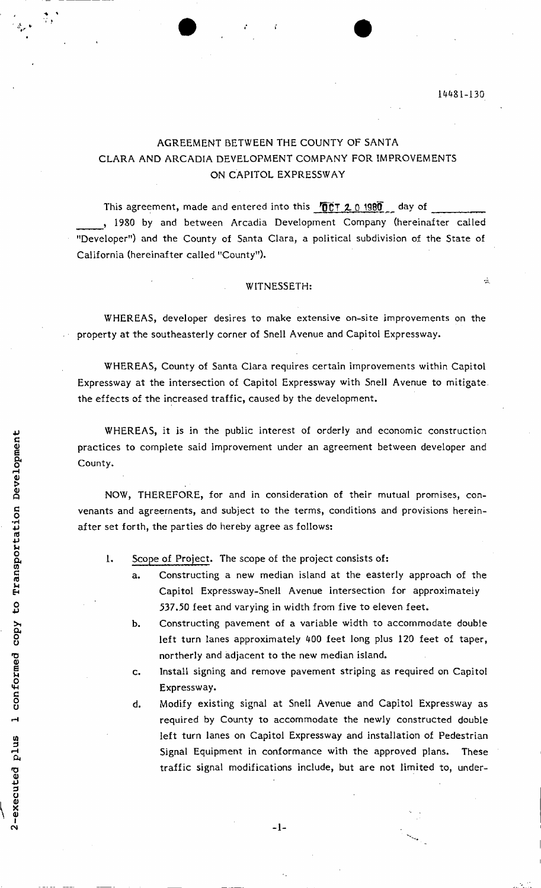14481-130

# AGREEMENT BETWEEN THE COUNTY OF SANTA CLARA AND ARCADIA DEVELOPMENT COMPANY FOR IMPROVEMENTS ON CAPITOL EXPRESSWAY

This agreement, made and entered into this OCT 20 1980 day of \_\_\_\_\_\_\_\_\_\_ \_\_\_\_\_, 1980 by and between Arcadia Development Company (hereinafter called "Developer") and the County of Santa Clara, a political subdivision of the State of California (hereinafter called "County").

WITNESSETH:

WHEREAS, developer desires to make extensive on-site improvements on the property at the southeasterly corner of Snell Avenue and Capitol Expressway.

WHEREAS, County of Santa Clara requires certain improvements within Capitol Expressway at the intersection of Capitol Expressway with Snell Avenue to mitigate the effects of the increased traffic, caused by the development.

WHEREAS, it is in the public interest of orderly and economic construction practices to complete said improvement under an agreement between developer and County.

NOW, THEREFORE, for and in consideration of their mutual promises, convenants and agreements, and subject to the terms, conditions and provisions hereinafter set forth, the parties do hereby agree as follows:

1. Scope of Project. The scope of the project consists of:
   a. Constructing a new median island at the easterly approach of the Capitol Expressway-Snell Avenue intersection for approximately 537.50 feet and varying in width from five to eleven feet.
   b. Constructing pavement of a variable width to accommodate double left turn lanes approximately 400 feet long plus 120 feet of taper, northerly and adjacent to the new median island.
   c. Install signing and remove pavement striping as required on Capitol Expressway.
   d. Modify existing signal at Snell Avenue and Capitol Expressway as required by County to accommodate the newly constructed double left turn lanes on Capitol Expressway and installation of Pedestrian Signal Equipment in conformance with the approved plans. These traffic signal modifications include, but are not limited to, under-

2-executed plus 1 conformed copy to Transportation Development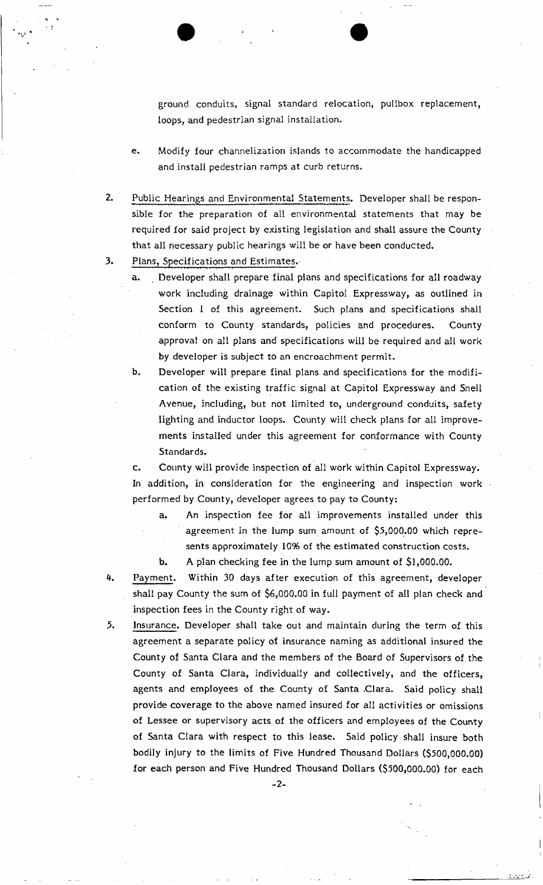ground conduits, signal standard relocation, pullbox replacement, loops, and pedestrian signal installation.

e. Modify four channelization islands to accommodate the handicapped and install pedestrian ramps at curb returns.

2. Public Hearings and Environmental Statements. Developer shall be responsible for the preparation of all environmental statements that may be required for said project by existing legislation and shall assure the County that all necessary public hearings will be or have been conducted.

3. Plans, Specifications and Estimates.

   a. Developer shall prepare final plans and specifications for all roadway work including drainage within Capitol Expressway, as outlined in Section 1 of this agreement. Such plans and specifications shall conform to County standards, policies and procedures. County approval on all plans and specifications will be required and all work by developer is subject to an encroachment permit.

   b. Developer will prepare final plans and specifications for the modification of the existing traffic signal at Capitol Expressway and Snell Avenue, including, but not limited to, underground conduits, safety lighting and inductor loops. County will check plans for all improvements installed under this agreement for conformance with County Standards.

   c. County will provide inspection of all work within Capitol Expressway.

   In addition, in consideration for the engineering and inspection work performed by County, developer agrees to pay to County:

   a. An inspection fee for all improvements installed under this agreement in the lump sum amount of $5,000.00 which represents approximately 10% of the estimated construction costs.

   b. A plan checking fee in the lump sum amount of $1,000.00.

4. Payment. Within 30 days after execution of this agreement, developer shall pay County the sum of $6,000.00 in full payment of all plan check and inspection fees in the County right of way.

5. Insurance. Developer shall take out and maintain during the term of this agreement a separate policy of insurance naming as additional insured the County of Santa Clara and the members of the Board of Supervisors of the County of Santa Clara, individually and collectively, and the officers, agents and employees of the County of Santa Clara. Said policy shall provide coverage to the above named insured for all activities or omissions of Lessee or supervisory acts of the officers and employees of the County of Santa Clara with respect to this lease. Said policy shall insure both bodily injury to the limits of Five Hundred Thousand Dollars ($500,000.00) for each person and Five Hundred Thousand Dollars ($500,000.00) for each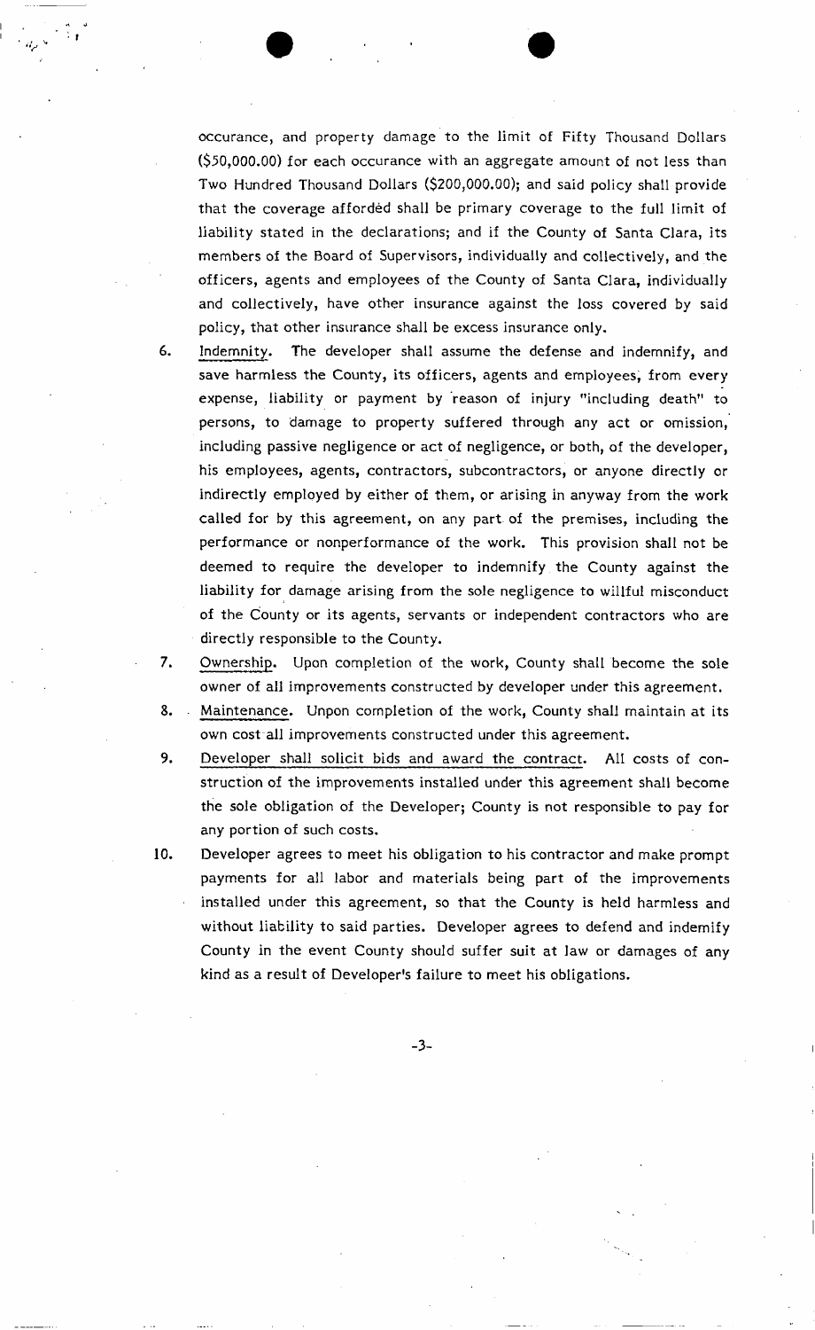occurance, and property damage to the limit of Fifty Thousand Dollars ($50,000.00) for each occurance with an aggregate amount of not less than Two Hundred Thousand Dollars ($200,000.00); and said policy shall provide that the coverage afforded shall be primary coverage to the full limit of liability stated in the declarations; and if the County of Santa Clara, its members of the Board of Supervisors, individually and collectively, and the officers, agents and employees of the County of Santa Clara, individually and collectively, have other insurance against the loss covered by said policy, that other insurance shall be excess insurance only.

6. Indemnity. The developer shall assume the defense and indemnify, and save harmless the County, its officers, agents and employees, from every expense, liability or payment by reason of injury "including death" to persons, to damage to property suffered through any act or omission, including passive negligence or act of negligence, or both, of the developer, his employees, agents, contractors, subcontractors, or anyone directly or indirectly employed by either of them, or arising in anyway from the work called for by this agreement, on any part of the premises, including the performance or nonperformance of the work. This provision shall not be deemed to require the developer to indemnify the County against the liability for damage arising from the sole negligence to willful misconduct of the County or its agents, servants or independent contractors who are directly responsible to the County.

7. Ownership. Upon completion of the work, County shall become the sole owner of all improvements constructed by developer under this agreement.

8. Maintenance. Unpon completion of the work, County shall maintain at its own cost all improvements constructed under this agreement.

9. Developer shall solicit bids and award the contract. All costs of construction of the improvements installed under this agreement shall become the sole obligation of the Developer; County is not responsible to pay for any portion of such costs.

10. Developer agrees to meet his obligation to his contractor and make prompt payments for all labor and materials being part of the improvements installed under this agreement, so that the County is held harmless and without liability to said parties. Developer agrees to defend and indemify County in the event County should suffer suit at law or damages of any kind as a result of Developer's failure to meet his obligations.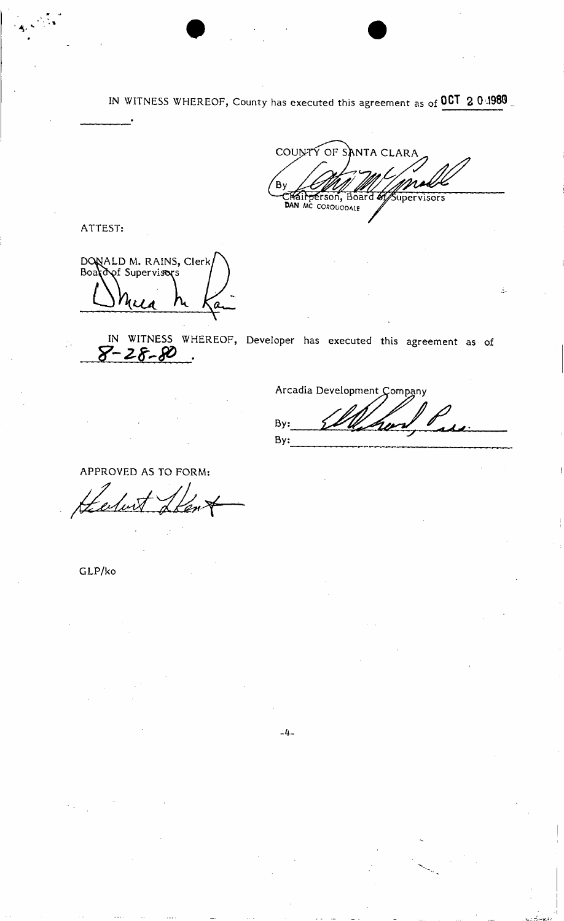IN WITNESS WHEREOF, County has executed this agreement as of OCT 20 1980 \_\_\_\_\_\_\_\_\_\_.

COUNTY OF SANTA CLARA

By \_\_\_\_\_\_\_\_\_\_\_\_\_\_\_\_\_\_\_\_
Chairperson, Board of Supervisors
DAN MC CORQUODALE

ATTEST:

DONALD M. RAINS, Clerk
Board of Supervisors

\_\_\_\_\_\_\_\_\_\_\_\_\_\_\_\_\_\_\_\_

IN WITNESS WHEREOF, Developer has executed this agreement as of 8-28-80.

Arcadia Development Company

By: \_\_\_\_\_\_\_\_\_\_\_\_\_\_\_\_\_\_\_\_ Pres.

By: \_\_\_\_\_\_\_\_\_\_\_\_\_\_\_\_\_\_\_\_

APPROVED AS TO FORM:

\_\_\_\_\_\_\_\_\_\_\_\_\_\_\_\_\_\_\_\_

GLP/ko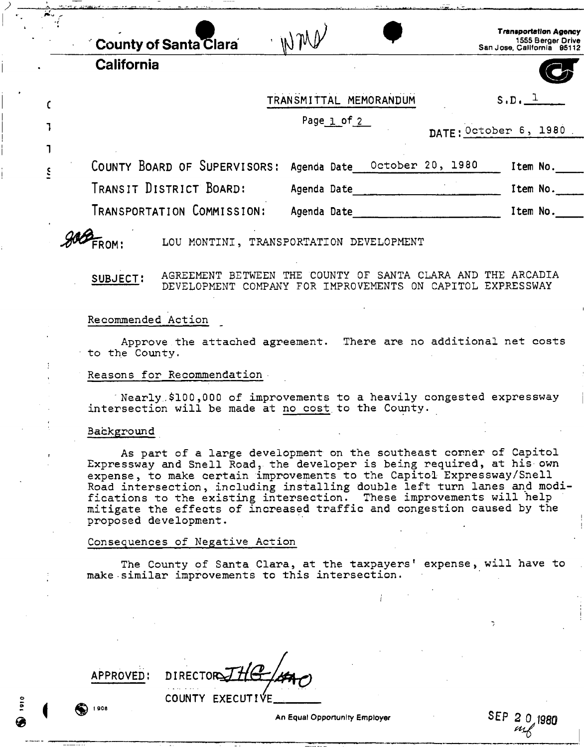County of Santa Clara

California

Transportation Agency
1555 Berger Drive
San Jose, California 95112

TRANSMITTAL MEMORANDUM

S.D. 1

DATE: October 6, 1980

| | | |
|---|---|---|
| COUNTY BOARD OF SUPERVISORS: | Agenda Date October 20, 1980 | Item No. |
| TRANSIT DISTRICT BOARD: | Agenda Date | Item No. |
| TRANSPORTATION COMMISSION: | Agenda Date | Item No. |

FROM: LOU MONTINI, TRANSPORTATION DEVELOPMENT

SUBJECT: AGREEMENT BETWEEN THE COUNTY OF SANTA CLARA AND THE ARCADIA DEVELOPMENT COMPANY FOR IMPROVEMENTS ON CAPITOL EXPRESSWAY

Recommended Action

Approve the attached agreement. There are no additional net costs to the County.

Reasons for Recommendation

Nearly $100,000 of improvements to a heavily congested expressway intersection will be made at no cost to the County.

Background

As part of a large development on the southeast corner of Capitol Expressway and Snell Road, the developer is being required, at his own expense, to make certain improvements to the Capitol Expressway/Snell Road intersection, including installing double left turn lanes and modifications to the existing intersection. These improvements will help mitigate the effects of increased traffic and congestion caused by the proposed development.

Consequences of Negative Action

The County of Santa Clara, at the taxpayers' expense, will have to make similar improvements to this intersection.

APPROVED: DIRECTOR JHG/kao

COUNTY EXECUTIVE

An Equal Opportunity Employer

SEP 20 1980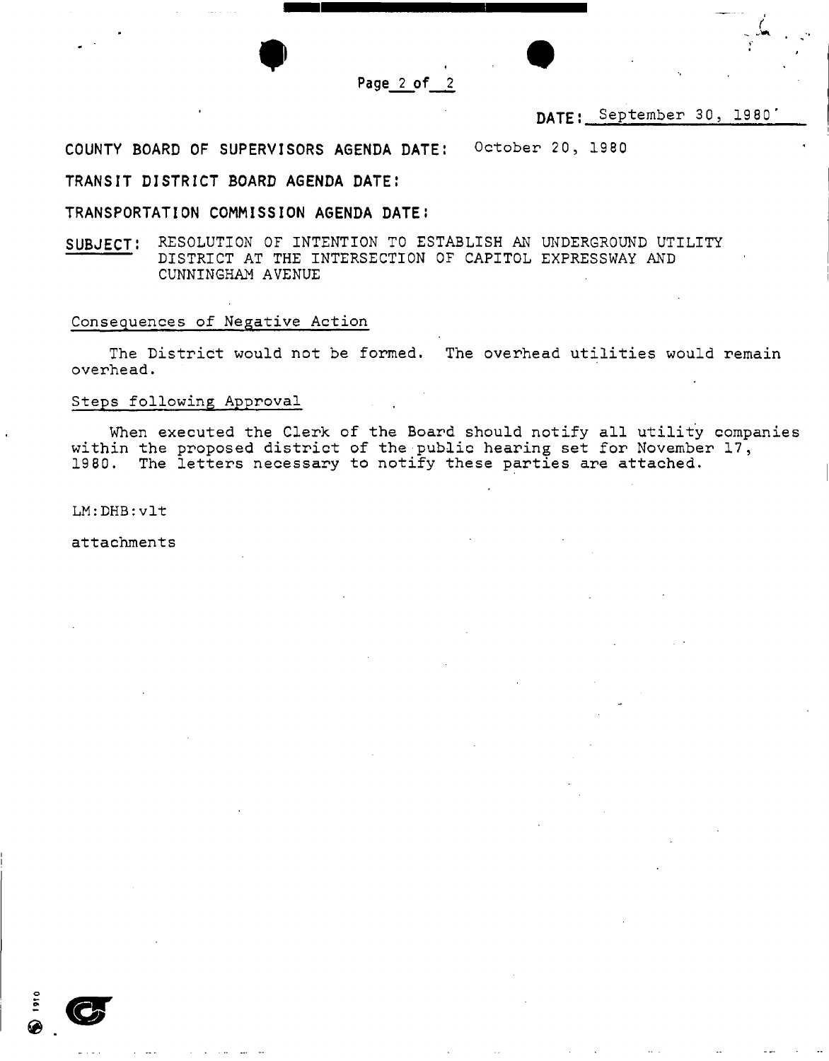DATE: September 30, 1980

**COUNTY BOARD OF SUPERVISORS AGENDA DATE:** October 20, 1980

**TRANSIT DISTRICT BOARD AGENDA DATE:**

**TRANSPORTATION COMMISSION AGENDA DATE:**

**SUBJECT:** RESOLUTION OF INTENTION TO ESTABLISH AN UNDERGROUND UTILITY DISTRICT AT THE INTERSECTION OF CAPITOL EXPRESSWAY AND CUNNINGHAM AVENUE

Consequences of Negative Action

The District would not be formed. The overhead utilities would remain overhead.

Steps following Approval

When executed the Clerk of the Board should notify all utility companies within the proposed district of the public hearing set for November 17, 1980. The letters necessary to notify these parties are attached.

LM:DHB:vlt

attachments